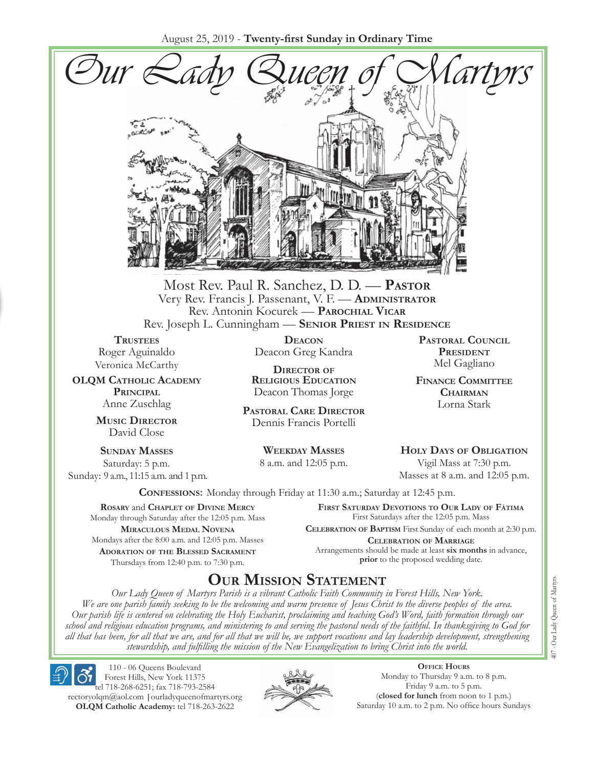August 25, 2019 - **Twenty-first Sunday in Ordinary Time**

# Our Lady Queen of Martyrs

Most Rev. Paul R. Sanchez, D. D. — **Pastor**
Very Rev. Francis J. Passenant, V. F. — **Administrator**
Rev. Antonin Kocurek — **Parochial Vicar**
Rev. Joseph L. Cunningham — **Senior Priest in Residence**

**Trustees**
Roger Aguinaldo
Veronica McCarthy

**OLQM Catholic Academy Principal**
Anne Zuschlag

**Music Director**
David Close

**Deacon**
Deacon Greg Kandra

**Director of Religious Education**
Deacon Thomas Jorge

**Pastoral Care Director**
Dennis Francis Portelli

**Pastoral Council President**
Mel Gagliano

**Finance Committee Chairman**
Lorna Stark

**Sunday Masses**
Saturday: 5 p.m.
Sunday: 9 a.m., 11:15 a.m. and 1 p.m.

**Weekday Masses**
8 a.m. and 12:05 p.m.

**Holy Days of Obligation**
Vigil Mass at 7:30 p.m.
Masses at 8 a.m. and 12:05 p.m.

**Confessions:** Monday through Friday at 11:30 a.m.; Saturday at 12:45 p.m.

**Rosary** and **Chaplet of Divine Mercy**
Monday through Saturday after the 12:05 p.m. Mass

**Miraculous Medal Novena**
Mondays after the 8:00 a.m. and 12:05 p.m. Masses

**Adoration of the Blessed Sacrament**
Thursdays from 12:40 p.m. to 7:30 p.m.

**First Saturday Devotions to Our Lady of Fátima**
First Saturdays after the 12:05 p.m. Mass

**Celebration of Baptism** First Sunday of each month at 2:30 p.m.

**Celebration of Marriage**
Arrangements should be made at least **six months** in advance, **prior** to the proposed wedding date.

## Our Mission Statement

*Our Lady Queen of Martyrs Parish is a vibrant Catholic Faith Community in Forest Hills, New York. We are one parish family seeking to be the welcoming and warm presence of Jesus Christ to the diverse peoples of the area. Our parish life is centered on celebrating the Holy Eucharist, proclaiming and teaching God's Word, faith formation through our school and religious education programs, and ministering to and serving the pastoral needs of the faithful. In thanksgiving to God for all that has been, for all that we are, and for all that we will be, we support vocations and lay leadership development, strengthening stewardship, and fulfilling the mission of the New Evangelization to bring Christ into the world.*

110 - 06 Queens Boulevard
Forest Hills, New York 11375
tel 718-268-6251; fax 718-793-2584
rectoryolqm@aol.com | ourladyqueenofmartyrs.org
**OLQM Catholic Academy:** tel 718-263-2622

**Office Hours**
Monday to Thursday 9 a.m. to 8 p.m.
Friday 9 a.m. to 5 p.m.
(**closed for lunch** from noon to 1 p.m.)
Saturday 10 a.m. to 2 p.m. No office hours Sundays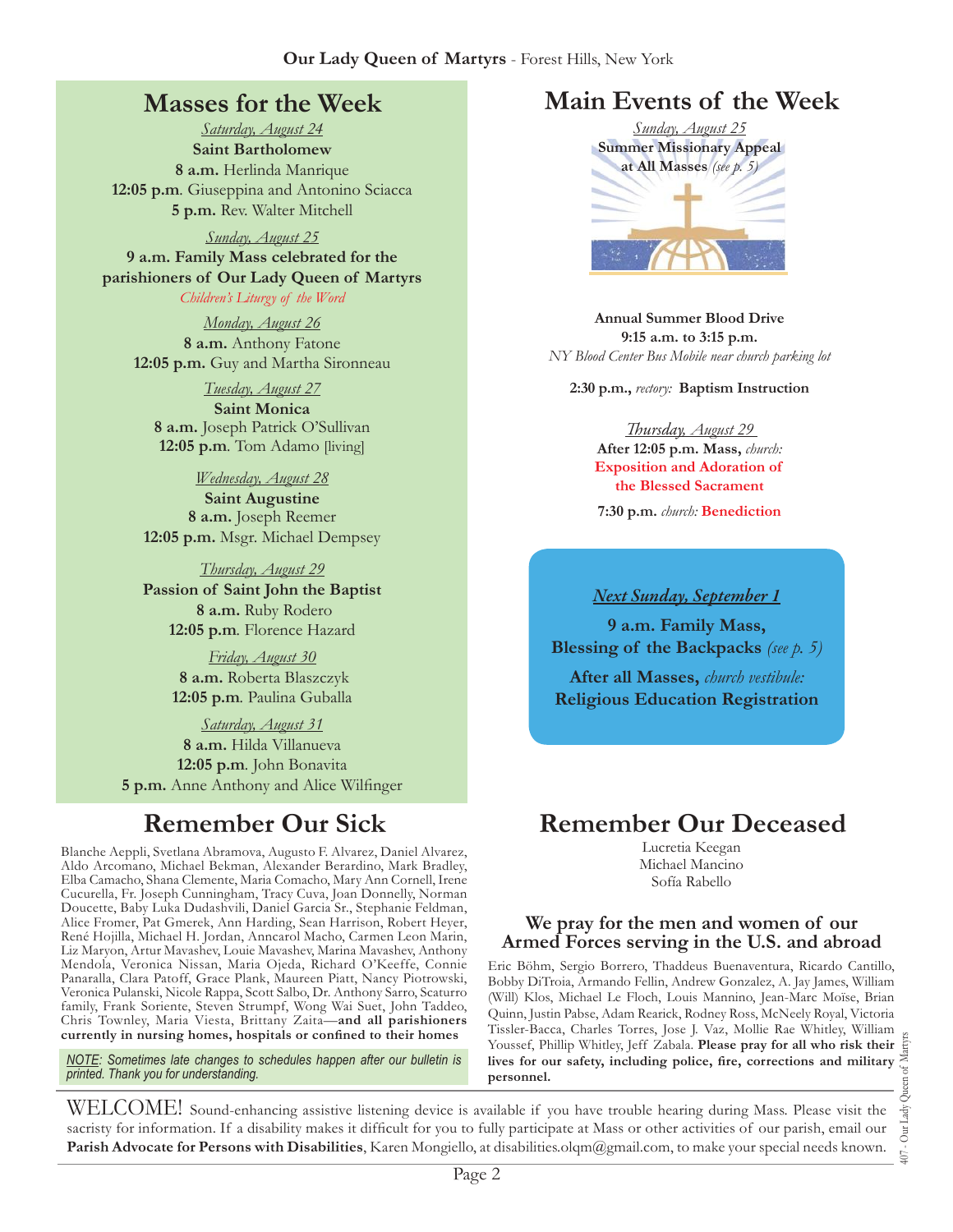## Masses for the Week

*Saturday, August 24*
**Saint Bartholomew**
**8 a.m.** Herlinda Manrique
**12:05 p.m**. Giuseppina and Antonino Sciacca
**5 p.m.** Rev. Walter Mitchell

*Sunday, August 25*
**9 a.m. Family Mass celebrated for the parishioners of Our Lady Queen of Martyrs**
*Children's Liturgy of the Word*

*Monday, August 26*
**8 a.m.** Anthony Fatone
**12:05 p.m.** Guy and Martha Sironneau

*Tuesday, August 27*
**Saint Monica**
**8 a.m.** Joseph Patrick O'Sullivan
**12:05 p.m**. Tom Adamo [living]

*Wednesday, August 28*
**Saint Augustine**
**8 a.m.** Joseph Reemer
**12:05 p.m.** Msgr. Michael Dempsey

*Thursday, August 29*
**Passion of Saint John the Baptist**
**8 a.m.** Ruby Rodero
**12:05 p.m**. Florence Hazard

*Friday, August 30*
**8 a.m.** Roberta Blaszczyk
**12:05 p.m**. Paulina Guballa

*Saturday, August 31*
**8 a.m.** Hilda Villanueva
**12:05 p.m**. John Bonavita
**5 p.m.** Anne Anthony and Alice Wilfinger

## Main Events of the Week

*Sunday, August 25*
**Summer Missionary Appeal at All Masses** *(see p. 5)*

**Annual Summer Blood Drive**
**9:15 a.m. to 3:15 p.m.**
*NY Blood Center Bus Mobile near church parking lot*

**2:30 p.m.,** *rectory:* **Baptism Instruction**

*Thursday, August 29*
**After 12:05 p.m. Mass,** *church:*
**Exposition and Adoration of the Blessed Sacrament**

**7:30 p.m.** *church:* **Benediction**

***Next Sunday, September 1***

**9 a.m. Family Mass, Blessing of the Backpacks** *(see p. 5)*

**After all Masses,** *church vestibule:*
**Religious Education Registration**

## Remember Our Sick

Blanche Aeppli, Svetlana Abramova, Augusto F. Alvarez, Daniel Alvarez, Aldo Arcomano, Michael Bekman, Alexander Berardino, Mark Bradley, Elba Camacho, Shana Clemente, Maria Comacho, Mary Ann Cornell, Irene Cucurella, Fr. Joseph Cunningham, Tracy Cuva, Joan Donnelly, Norman Doucette, Baby Luka Dudashvili, Daniel Garcia Sr., Stephanie Feldman, Alice Fromer, Pat Gmerek, Ann Harding, Sean Harrison, Robert Heyer, René Hojilla, Michael H. Jordan, Anncarol Macho, Carmen Leon Marin, Liz Maryon, Artur Mavashev, Louie Mavashev, Marina Mavashev, Anthony Mendola, Veronica Nissan, Maria Ojeda, Richard O'Keeffe, Connie Panaralla, Clara Patoff, Grace Plank, Maureen Piatt, Nancy Piotrowski, Veronica Pulanski, Nicole Rappa, Scott Salbo, Dr. Anthony Sarro, Scaturro family, Frank Soriente, Steven Strumpf, Wong Wai Suet, John Taddeo, Chris Townley, Maria Viesta, Brittany Zaita—**and all parishioners currently in nursing homes, hospitals or confined to their homes**

*NOTE: Sometimes late changes to schedules happen after our bulletin is printed. Thank you for understanding.*

## Remember Our Deceased

Lucretia Keegan
Michael Mancino
Sofía Rabello

### We pray for the men and women of our Armed Forces serving in the U.S. and abroad

Eric Böhm, Sergio Borrero, Thaddeus Buenaventura, Charles Cantillo, Bobby DiTroia, Armando Fellin, Andrew Gonzalez, A. Jay James, William (Will) Klos, Michael Le Floch, Louis Mannino, Jean-Marc Moïse, Brian Quinn, Justin Pabse, Adam Rearick, Rodney Ross, McNeely Royal, Victoria Tissler-Bacca, Charles Torres, Jose J. Vaz, Mollie Rae Whitley, William Youssef, Phillip Whitley, Jeff Zabala. **Please pray for all who risk their lives for our safety, including police, fire, corrections and military personnel.**

WELCOME! Sound-enhancing assistive listening device is available if you have trouble hearing during Mass. Please visit the sacristy for information. If a disability makes it difficult for you to fully participate at Mass or other activities of our parish, email our **Parish Advocate for Persons with Disabilities**, Karen Mongiello, at disabilities.olqm@gmail.com, to make your special needs known.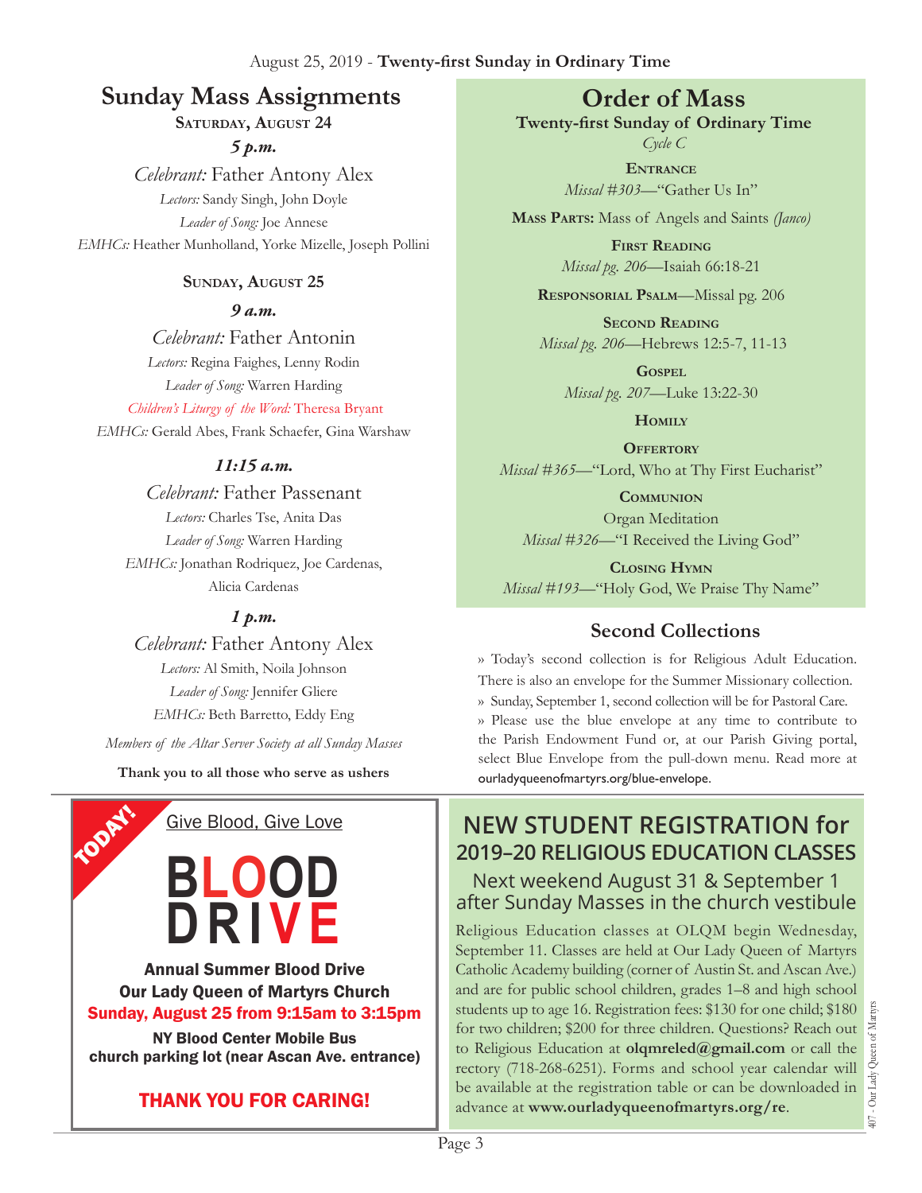# Sunday Mass Assignments

**Saturday, August 24**

***5 p.m.***

*Celebrant:* Father Antony Alex

*Lectors:* Sandy Singh, John Doyle

*Leader of Song:* Joe Annese

*EMHCs:* Heather Munholland, Yorke Mizelle, Joseph Pollini

**Sunday, August 25**

***9 a.m.***

*Celebrant:* Father Antonin

*Lectors:* Regina Faighes, Lenny Rodin

*Leader of Song:* Warren Harding

*Children's Liturgy of the Word:* Theresa Bryant

*EMHCs:* Gerald Abes, Frank Schaefer, Gina Warshaw

***11:15 a.m.***

*Celebrant:* Father Passenant

*Lectors:* Charles Tse, Anita Das

*Leader of Song:* Warren Harding

*EMHCs:* Jonathan Rodriquez, Joe Cardenas, Alicia Cardenas

***1 p.m.***

*Celebrant:* Father Antony Alex

*Lectors:* Al Smith, Noila Johnson

*Leader of Song:* Jennifer Gliere

*EMHCs:* Beth Barretto, Eddy Eng

*Members of the Altar Server Society at all Sunday Masses*

**Thank you to all those who serve as ushers**

# Order of Mass

**Twenty-first Sunday of Ordinary Time**

*Cycle C*

**Entrance**
*Missal #303*—"Gather Us In"

**Mass Parts:** Mass of Angels and Saints *(Janco)*

**First Reading**
*Missal pg. 206*—Isaiah 66:18-21

**Responsorial Psalm**—Missal pg. 206

**Second Reading**
*Missal pg. 206*—Hebrews 12:5-7, 11-13

**Gospel**
*Missal pg. 207*—Luke 13:22-30

**Homily**

**Offertory**
*Missal #365*—"Lord, Who at Thy First Eucharist"

**Communion**
Organ Meditation
*Missal #326*—"I Received the Living God"

**Closing Hymn**
*Missal #193*—"Holy God, We Praise Thy Name"

## Second Collections

» Today's second collection is for Religious Adult Education. There is also an envelope for the Summer Missionary collection.

» Sunday, September 1, second collection will be for Pastoral Care.

» Please use the blue envelope at any time to contribute to the Parish Endowment Fund or, at our Parish Giving portal, select Blue Envelope from the pull-down menu. Read more at ourladyqueenofmartyrs.org/blue-envelope.

TODAY!

Give Blood, Give Love

# BLOOD DRIVE

**Annual Summer Blood Drive**
**Our Lady Queen of Martyrs Church**
**Sunday, August 25 from 9:15am to 3:15pm**

**NY Blood Center Mobile Bus**
**church parking lot (near Ascan Ave. entrance)**

**THANK YOU FOR CARING!**

## NEW STUDENT REGISTRATION for 2019–20 RELIGIOUS EDUCATION CLASSES

### Next weekend August 31 & September 1 after Sunday Masses in the church vestibule

Religious Education classes at OLQM begin Wednesday, September 11. Classes are held at Our Lady Queen of Martyrs Catholic Academy building (corner of Austin St. and Ascan Ave.) and are for public school children, grades 1–8 and high school students up to age 16. Registration fees: $130 for one child; $180 for two children; $200 for three children. Questions? Reach out to Religious Education at **olqmreled@gmail.com** or call the rectory (718-268-6251). Forms and school year calendar will be available at the registration table or can be downloaded in advance at **www.ourladyqueenofmartyrs.org/re**.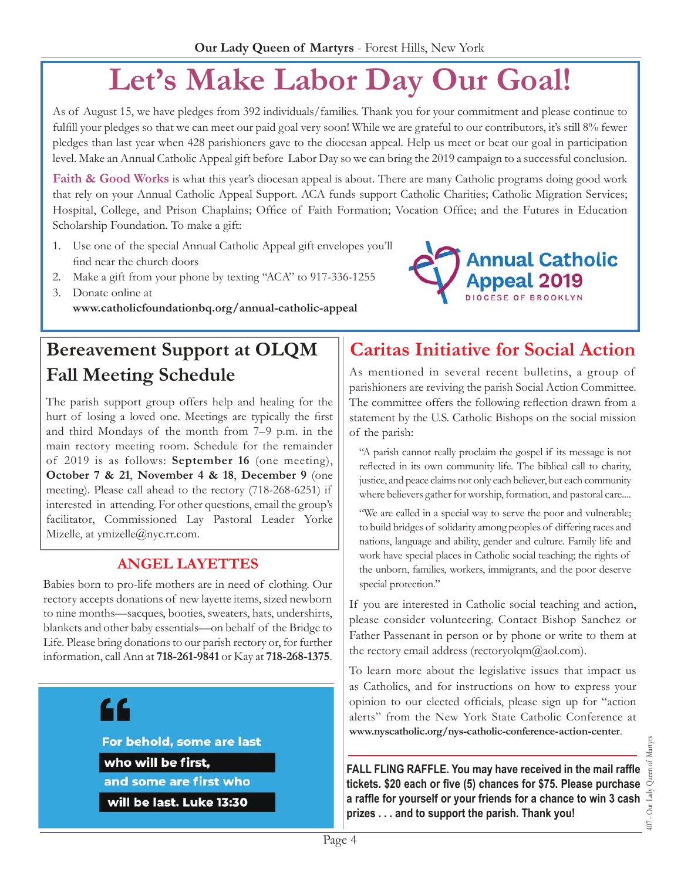# Let's Make Labor Day Our Goal!

As of August 15, we have pledges from 392 individuals/families. Thank you for your commitment and please continue to fulfill your pledges so that we can meet our paid goal very soon! While we are grateful to our contributors, it's still 8% fewer pledges than last year when 428 parishioners gave to the diocesan appeal. Help us meet or beat our goal in participation level. Make an Annual Catholic Appeal gift before Labor Day so we can bring the 2019 campaign to a successful conclusion.

**Faith & Good Works** is what this year's diocesan appeal is about. There are many Catholic programs doing good work that rely on your Annual Catholic Appeal Support. ACA funds support Catholic Charities; Catholic Migration Services; Hospital, College, and Prison Chaplains; Office of Faith Formation; Vocation Office; and the Futures in Education Scholarship Foundation. To make a gift:

1. Use one of the special Annual Catholic Appeal gift envelopes you'll find near the church doors
2. Make a gift from your phone by texting "ACA" to 917-336-1255
3. Donate online at **www.catholicfoundationbq.org/annual-catholic-appeal**

Annual Catholic Appeal 2019
DIOCESE OF BROOKLYN

## Bereavement Support at OLQM Fall Meeting Schedule

The parish support group offers help and healing for the hurt of losing a loved one. Meetings are typically the first and third Mondays of the month from 7–9 p.m. in the main rectory meeting room. Schedule for the remainder of 2019 is as follows: **September 16** (one meeting), **October 7 & 21**, **November 4 & 18**, **December 9** (one meeting). Please call ahead to the rectory (718-268-6251) if interested in attending. For other questions, email the group's facilitator, Commissioned Lay Pastoral Leader Yorke Mizelle, at ymizelle@nyc.rr.com.

## ANGEL LAYETTES

Babies born to pro-life mothers are in need of clothing. Our rectory accepts donations of new layette items, sized newborn to nine months—sacques, booties, sweaters, hats, undershirts, blankets and other baby essentials—on behalf of the Bridge to Life. Please bring donations to our parish rectory or, for further information, call Ann at **718-261-9841** or Kay at **718-268-1375**.

> **For behold, some are last who will be first, and some are first who will be last. Luke 13:30**

## Caritas Initiative for Social Action

As mentioned in several recent bulletins, a group of parishioners are reviving the parish Social Action Committee. The committee offers the following reflection drawn from a statement by the U.S. Catholic Bishops on the social mission of the parish:

> "A parish cannot really proclaim the gospel if its message is not reflected in its own community life. The biblical call to charity, justice, and peace claims not only each believer, but each community where believers gather for worship, formation, and pastoral care....
>
> "We are called in a special way to serve the poor and vulnerable; to build bridges of solidarity among peoples of differing races and nations, language and ability, gender and culture. Family life and work have special places in Catholic social teaching; the rights of the unborn, families, workers, immigrants, and the poor deserve special protection."

If you are interested in Catholic social teaching and action, please consider volunteering. Contact Bishop Sanchez or Father Passenant in person or by phone or write to them at the rectory email address (rectoryolqm@aol.com).

To learn more about the legislative issues that impact us as Catholics, and for instructions on how to express your opinion to our elected officials, please sign up for "action alerts" from the New York State Catholic Conference at **www.nyscatholic.org/nys-catholic-conference-action-center**.

**FALL FLING RAFFLE. You may have received in the mail raffle tickets. $20 each or five (5) chances for $75. Please purchase a raffle for yourself or your friends for a chance to win 3 cash prizes . . . and to support the parish. Thank you!**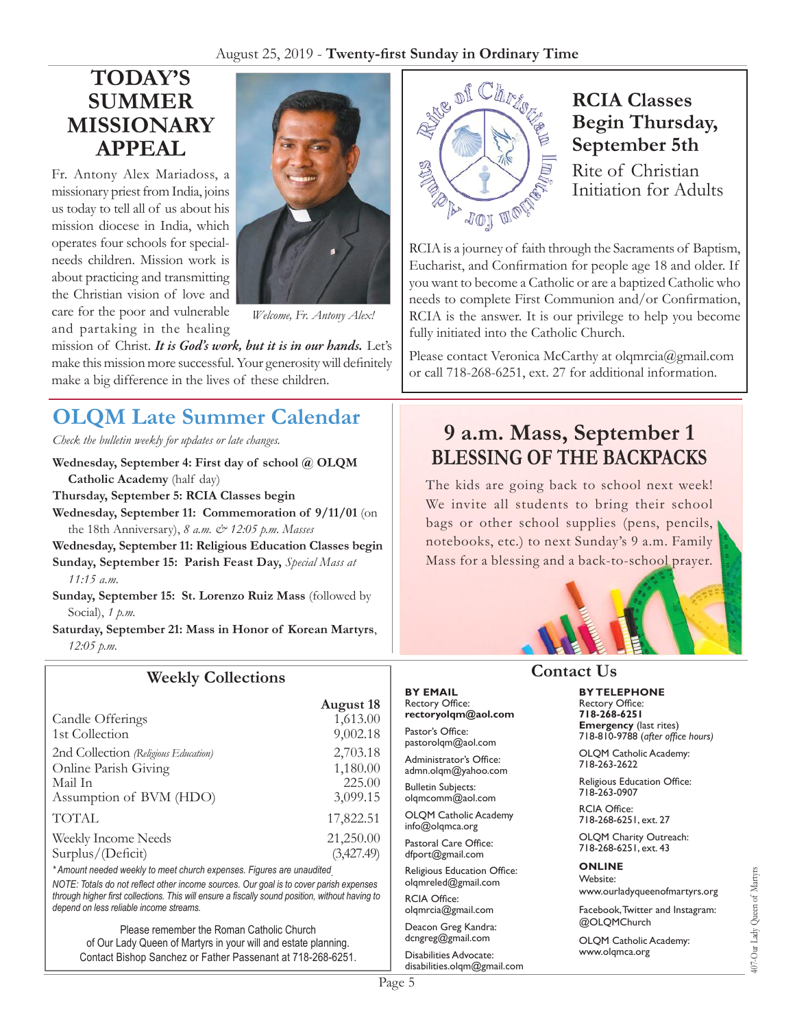## TODAY'S SUMMER MISSIONARY APPEAL

Fr. Antony Alex Mariadoss, a missionary priest from India, joins us today to tell all of us about his mission diocese in India, which operates four schools for special-needs children. Mission work is about practicing and transmitting the Christian vision of love and care for the poor and vulnerable and partaking in the healing mission of Christ. ***It is God's work, but it is in our hands.*** Let's make this mission more successful. Your generosity will definitely make a big difference in the lives of these children.

*Welcome, Fr. Antony Alex!*

## RCIA Classes Begin Thursday, September 5th

Rite of Christian Initiation for Adults

RCIA is a journey of faith through the Sacraments of Baptism, Eucharist, and Confirmation for people age 18 and older. If you want to become a Catholic or are a baptized Catholic who needs to complete First Communion and/or Confirmation, RCIA is the answer. It is our privilege to help you become fully initiated into the Catholic Church.

Please contact Veronica McCarthy at olqmrcia@gmail.com or call 718-268-6251, ext. 27 for additional information.

## OLQM Late Summer Calendar

*Check the bulletin weekly for updates or late changes.*

**Wednesday, September 4: First day of school @ OLQM Catholic Academy** (half day)

**Thursday, September 5: RCIA Classes begin**

**Wednesday, September 11: Commemoration of 9/11/01** (on the 18th Anniversary), *8 a.m. & 12:05 p.m. Masses*

**Wednesday, September 11: Religious Education Classes begin**

**Sunday, September 15: Parish Feast Day,** *Special Mass at 11:15 a.m.*

**Sunday, September 15: St. Lorenzo Ruiz Mass** (followed by Social), *1 p.m.*

**Saturday, September 21: Mass in Honor of Korean Martyrs**, *12:05 p.m.*

## 9 a.m. Mass, September 1 BLESSING OF THE BACKPACKS

The kids are going back to school next week! We invite all students to bring their school bags or other school supplies (pens, pencils, notebooks, etc.) to next Sunday's 9 a.m. Family Mass for a blessing and a back-to-school prayer.

## Weekly Collections

| | August 18 |
|---|---|
| Candle Offerings | 1,613.00 |
| 1st Collection | 9,002.18 |
| 2nd Collection *(Religious Education)* | 2,703.18 |
| Online Parish Giving | 1,180.00 |
| Mail In | 225.00 |
| Assumption of BVM (HDO) | 3,099.15 |
| TOTAL | 17,822.51 |
| Weekly Income Needs | 21,250.00 |
| Surplus/(Deficit) | (3,427.49) |

*\*Amount needed weekly to meet church expenses. Figures are unaudited.*

*NOTE: Totals do not reflect other income sources. Our goal is to cover parish expenses through higher first collections. This will ensure a fiscally sound position, without having to depend on less reliable income streams.*

Please remember the Roman Catholic Church of Our Lady Queen of Martyrs in your will and estate planning. Contact Bishop Sanchez or Father Passenant at 718-268-6251.

## Contact Us

**BY EMAIL**

Rectory Office: **rectoryolqm@aol.com**

Pastor's Office: pastorolqm@aol.com

Administrator's Office: admn.olqm@yahoo.com

Bulletin Subjects: olqmcomm@aol.com

OLQM Catholic Academy info@olqmca.org

Pastoral Care Office: dfport@gmail.com

Religious Education Office: olqmreled@gmail.com

RCIA Office: olqmrcia@gmail.com

Deacon Greg Kandra: dcngreg@gmail.com

Disabilities Advocate: disabilities.olqm@gmail.com

**BY TELEPHONE**

Rectory Office: **718-268-6251**

**Emergency** (last rites) 718-810-9788 (*after office hours)*

OLQM Catholic Academy: 718-263-2622

Religious Education Office: 718-263-0907

RCIA Office: 718-268-6251, ext. 27

OLQM Charity Outreach: 718-268-6251, ext. 43

**ONLINE**

Website: www.ourladyqueenofmartyrs.org

Facebook, Twitter and Instagram: @OLQMChurch

OLQM Catholic Academy: www.olqmca.org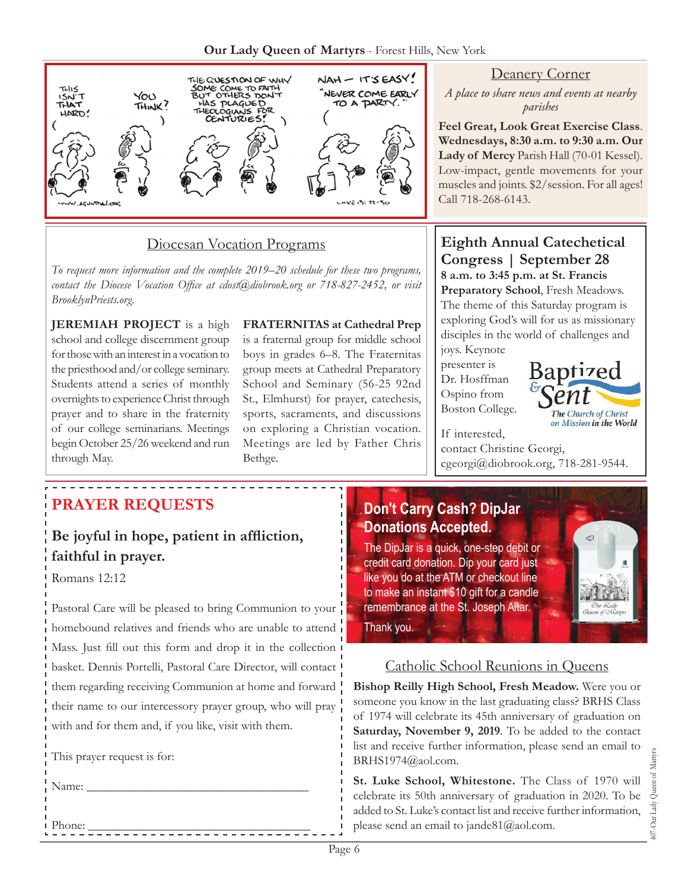## Deanery Corner

*A place to share news and events at nearby parishes*

**Feel Great, Look Great Exercise Class. Wednesdays, 8:30 a.m. to 9:30 a.m. Our Lady of Mercy** Parish Hall (70-01 Kessel). Low-impact, gentle movements for your muscles and joints. $2/session. For all ages! Call 718-268-6143.

## Diocesan Vocation Programs

*To request more information and the complete 2019–20 schedule for these two programs, contact the Diocese Vocation Office at cdost@diobrook.org or 718-827-2452, or visit BrooklynPriests.org.*

**JEREMIAH PROJECT** is a high school and college discernment group for those with an interest in a vocation to the priesthood and/or college seminary. Students attend a series of monthly overnights to experience Christ through prayer and to share in the fraternity of our college seminarians. Meetings begin October 25/26 weekend and run through May.

**FRATERNITAS at Cathedral Prep** is a fraternal group for middle school boys in grades 6–8. The Fraternitas group meets at Cathedral Preparatory School and Seminary (56-25 92nd St., Elmhurst) for prayer, catechesis, sports, sacraments, and discussions on exploring a Christian vocation. Meetings are led by Father Chris Bethge.

## Eighth Annual Catechetical Congress | September 28

**8 a.m. to 3:45 p.m. at St. Francis Preparatory School**, Fresh Meadows. The theme of this Saturday program is exploring God's will for us as missionary disciples in the world of challenges and joys. Keynote presenter is Dr. Hosffman Ospino from Boston College.

Baptized & Sent
The Church of Christ on Mission in the World

If interested, contact Christine Georgi, cgeorgi@diobrook.org, 718-281-9544.

## PRAYER REQUESTS

### Be joyful in hope, patient in affliction, faithful in prayer.

Romans 12:12

Pastoral Care will be pleased to bring Communion to your homebound relatives and friends who are unable to attend Mass. Just fill out this form and drop it in the collection basket. Dennis Portelli, Pastoral Care Director, will contact them regarding receiving Communion at home and forward their name to our intercessory prayer group, who will pray with and for them and, if you like, visit with them.

This prayer request is for:

Name: ___________________________________

Phone: ___________________________________

## Don't Carry Cash? DipJar Donations Accepted.

The DipJar is a quick, one-step debit or credit card donation. Dip your card just like you do at the ATM or checkout line to make an instant $10 gift for a candle remembrance at the St. Joseph Altar.

Thank you.

## Catholic School Reunions in Queens

**Bishop Reilly High School, Fresh Meadow.** Were you or someone you know in the last graduating class? BRHS Class of 1974 will celebrate its 45th anniversary of graduation on **Saturday, November 9, 2019**. To be added to the contact list and receive further information, please send an email to BRHS1974@aol.com.

**St. Luke School, Whitestone.** The Class of 1970 will celebrate its 50th anniversary of graduation in 2020. To be added to St. Luke's contact list and receive further information, please send an email to jande81@aol.com.